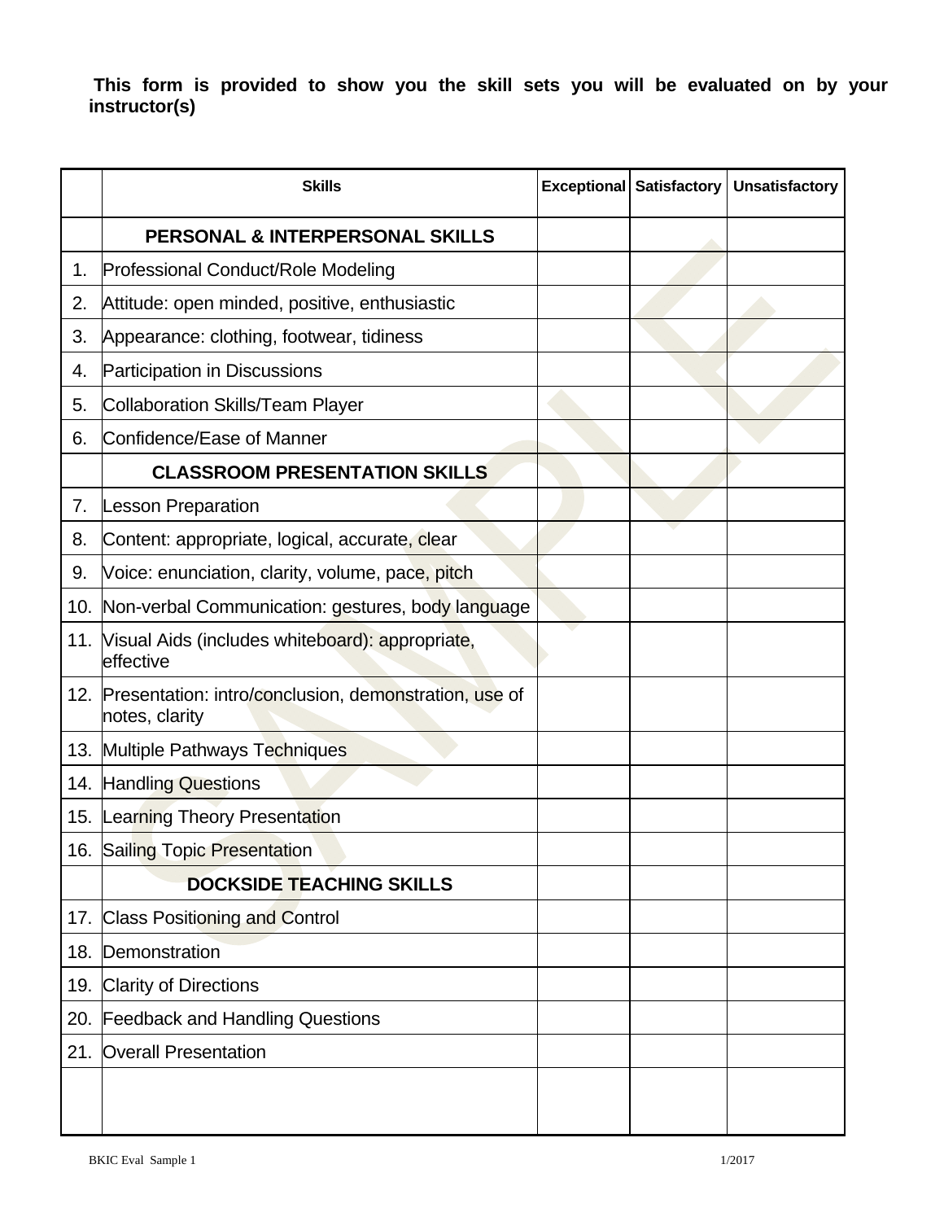**This form is provided to show you the skill sets you will be evaluated on by your instructor(s)**

| | Skills | Exceptional | Satisfactory | Unsatisfactory |
|---|---|---|---|---|
| | **PERSONAL & INTERPERSONAL SKILLS** | | | |
| 1. | Professional Conduct/Role Modeling | | | |
| 2. | Attitude: open minded, positive, enthusiastic | | | |
| 3. | Appearance: clothing, footwear, tidiness | | | |
| 4. | Participation in Discussions | | | |
| 5. | Collaboration Skills/Team Player | | | |
| 6. | Confidence/Ease of Manner | | | |
| | **CLASSROOM PRESENTATION SKILLS** | | | |
| 7. | Lesson Preparation | | | |
| 8. | Content: appropriate, logical, accurate, clear | | | |
| 9. | Voice: enunciation, clarity, volume, pace, pitch | | | |
| 10. | Non-verbal Communication: gestures, body language | | | |
| 11. | Visual Aids (includes whiteboard): appropriate, effective | | | |
| 12. | Presentation: intro/conclusion, demonstration, use of notes, clarity | | | |
| 13. | Multiple Pathways Techniques | | | |
| 14. | Handling Questions | | | |
| 15. | Learning Theory Presentation | | | |
| 16. | Sailing Topic Presentation | | | |
| | **DOCKSIDE TEACHING SKILLS** | | | |
| 17. | Class Positioning and Control | | | |
| 18. | Demonstration | | | |
| 19. | Clarity of Directions | | | |
| 20. | Feedback and Handling Questions | | | |
| 21. | Overall Presentation | | | |
| | | | | |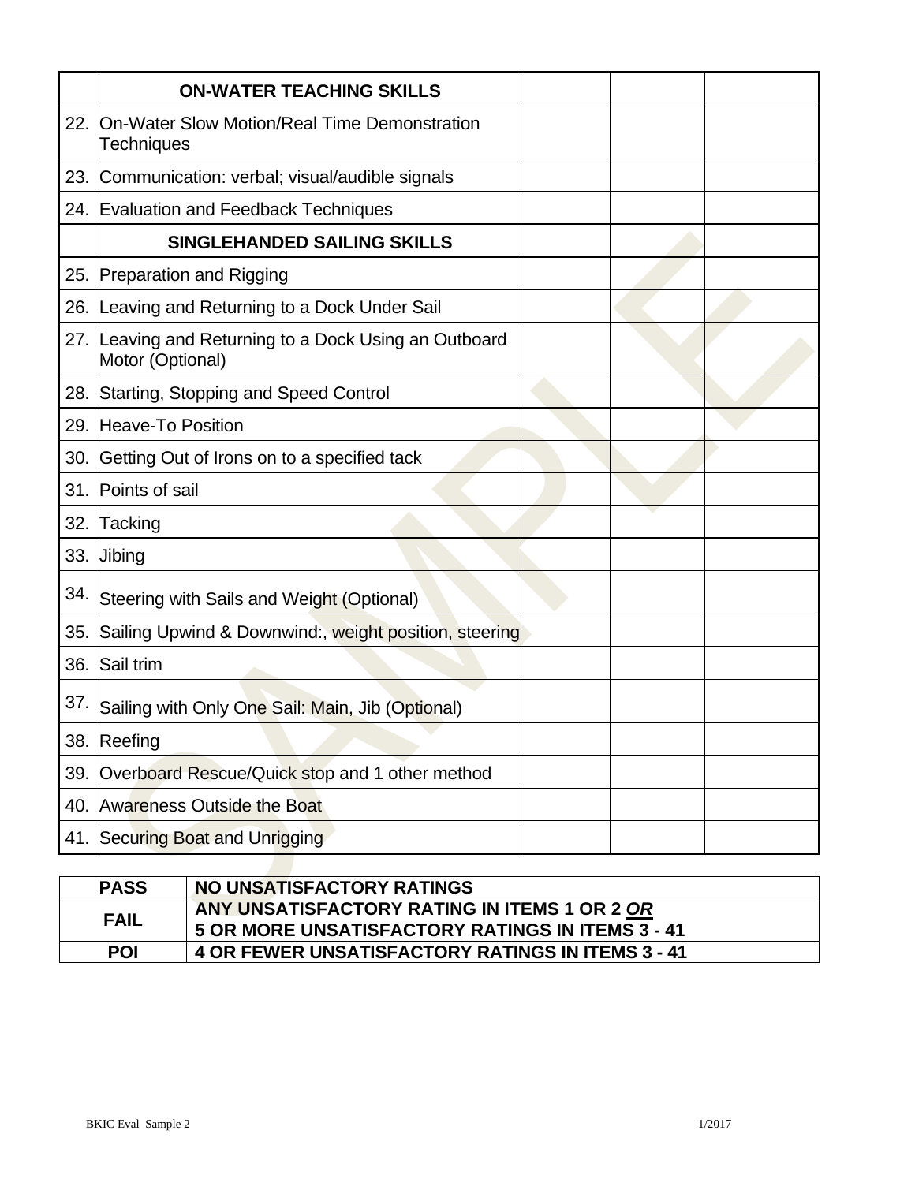| | | | | |
|---|---|---|---|---|
| | **ON-WATER TEACHING SKILLS** | | | |
| 22. | On-Water Slow Motion/Real Time Demonstration Techniques | | | |
| 23. | Communication: verbal; visual/audible signals | | | |
| 24. | Evaluation and Feedback Techniques | | | |
| | **SINGLEHANDED SAILING SKILLS** | | | |
| 25. | Preparation and Rigging | | | |
| 26. | Leaving and Returning to a Dock Under Sail | | | |
| 27. | Leaving and Returning to a Dock Using an Outboard Motor (Optional) | | | |
| 28. | Starting, Stopping and Speed Control | | | |
| 29. | Heave-To Position | | | |
| 30. | Getting Out of Irons on to a specified tack | | | |
| 31. | Points of sail | | | |
| 32. | Tacking | | | |
| 33. | Jibing | | | |
| 34. | Steering with Sails and Weight (Optional) | | | |
| 35. | Sailing Upwind & Downwind:, weight position, steering | | | |
| 36. | Sail trim | | | |
| 37. | Sailing with Only One Sail: Main, Jib (Optional) | | | |
| 38. | Reefing | | | |
| 39. | Overboard Rescue/Quick stop and 1 other method | | | |
| 40. | Awareness Outside the Boat | | | |
| 41. | Securing Boat and Unrigging | | | |

| | |
|---|---|
| **PASS** | **NO UNSATISFACTORY RATINGS** |
| **FAIL** | **ANY UNSATISFACTORY RATING IN ITEMS 1 OR 2 *OR*<br>5 OR MORE UNSATISFACTORY RATINGS IN ITEMS 3 - 41** |
| **POI** | **4 OR FEWER UNSATISFACTORY RATINGS IN ITEMS 3 - 41** |